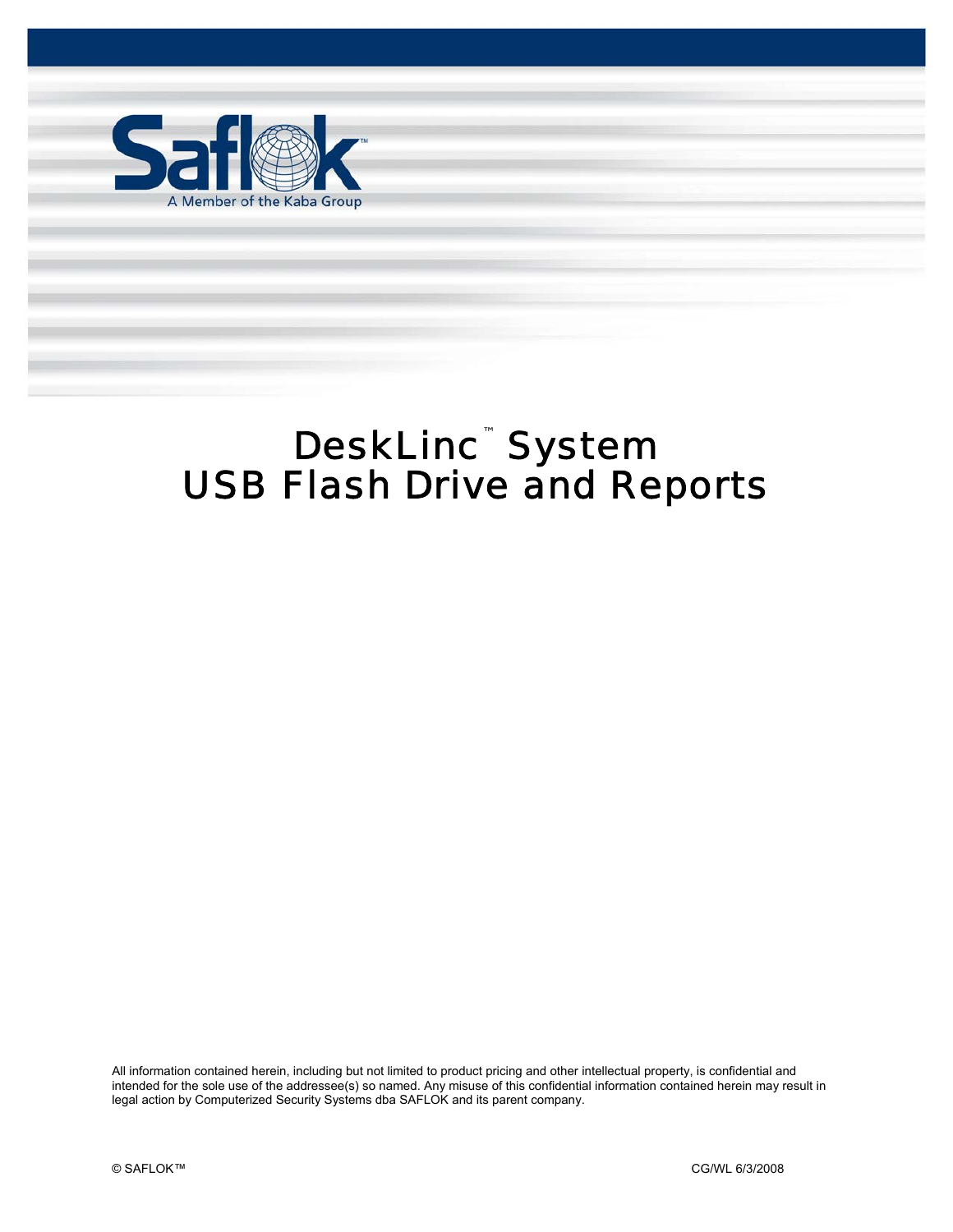# DeskLinc™ System
# USB Flash Drive and Reports

All information contained herein, including but not limited to product pricing and other intellectual property, is confidential and intended for the sole use of the addressee(s) so named. Any misuse of this confidential information contained herein may result in legal action by Computerized Security Systems dba SAFLOK and its parent company.

© SAFLOK™ CG/WL 6/3/2008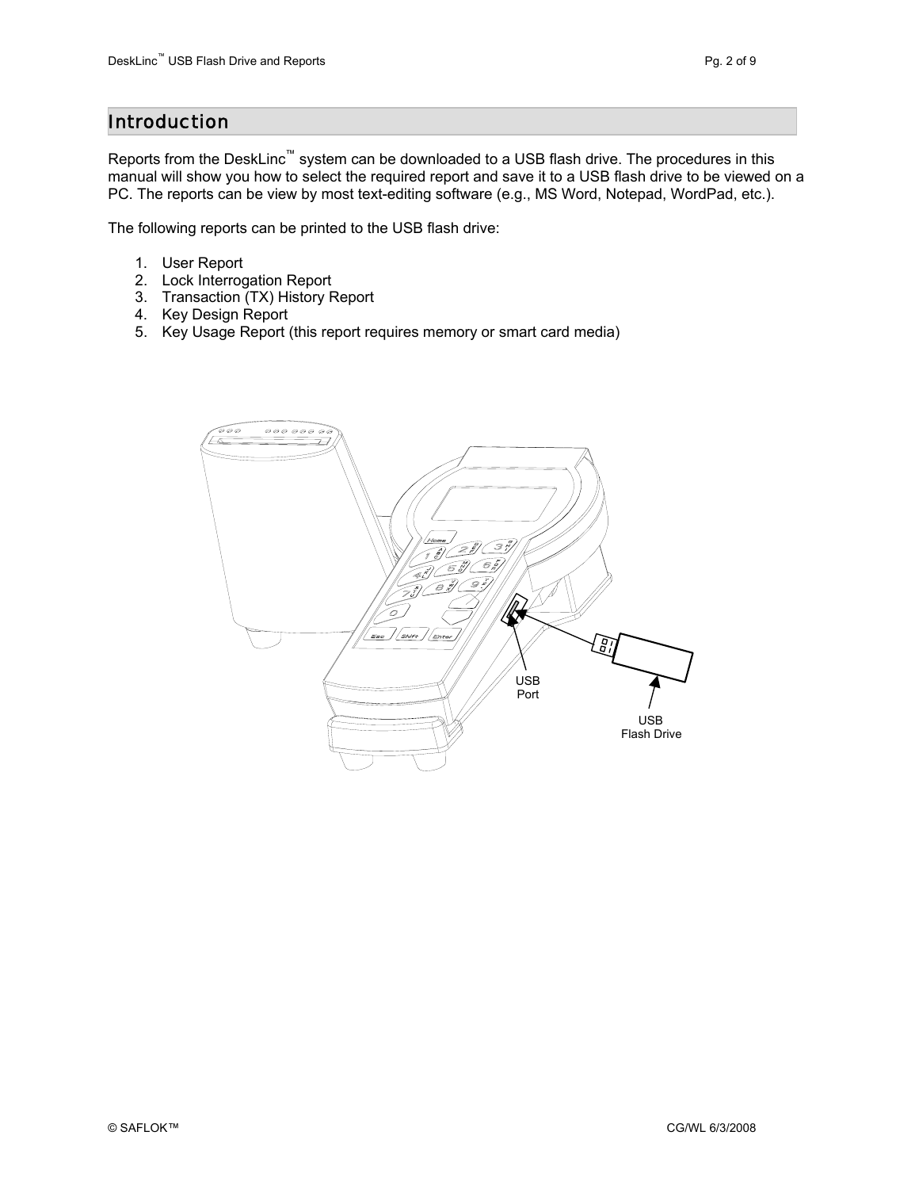## Introduction

Reports from the DeskLinc™ system can be downloaded to a USB flash drive. The procedures in this manual will show you how to select the required report and save it to a USB flash drive to be viewed on a PC. The reports can be view by most text-editing software (e.g., MS Word, Notepad, WordPad, etc.).

The following reports can be printed to the USB flash drive:

1. User Report
2. Lock Interrogation Report
3. Transaction (TX) History Report
4. Key Design Report
5. Key Usage Report (this report requires memory or smart card media)

USB Port

USB Flash Drive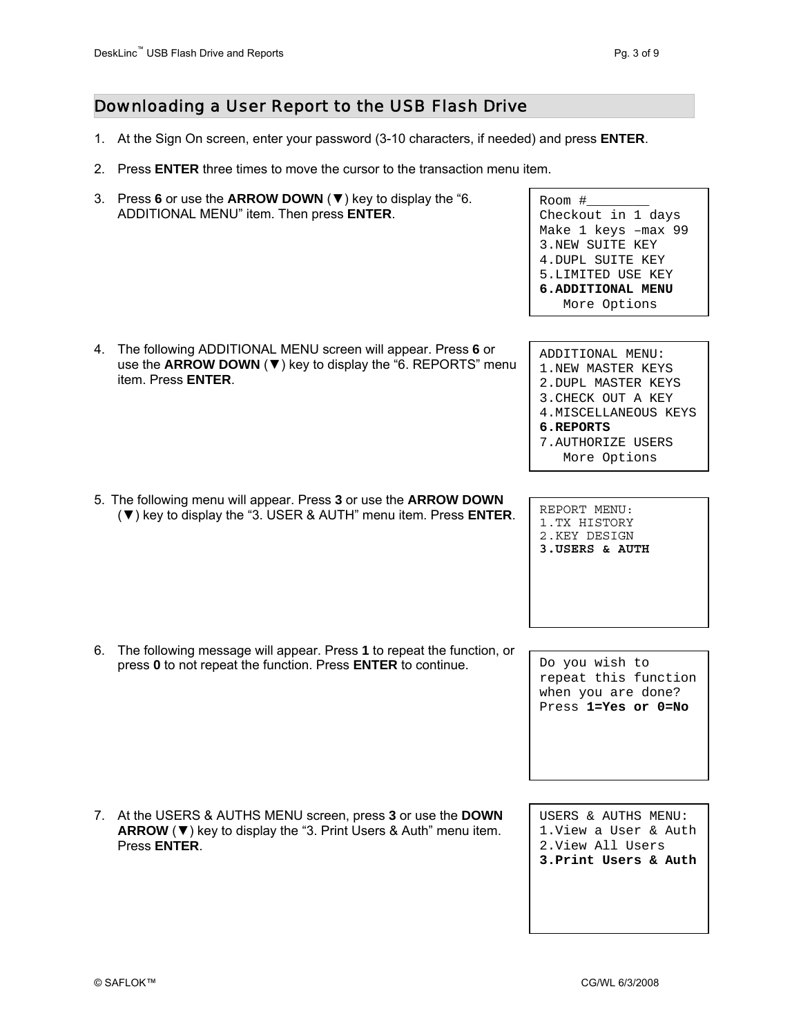## Downloading a User Report to the USB Flash Drive

1. At the Sign On screen, enter your password (3-10 characters, if needed) and press **ENTER**.

2. Press **ENTER** three times to move the cursor to the transaction menu item.

3. Press **6** or use the **ARROW DOWN** (▼) key to display the "6. ADDITIONAL MENU" item. Then press **ENTER**.

```
Room #________
Checkout in 1 days
Make 1 keys –max 99
3.NEW SUITE KEY
4.DUPL SUITE KEY
5.LIMITED USE KEY
6.ADDITIONAL MENU
   More Options
```

4. The following ADDITIONAL MENU screen will appear. Press **6** or use the **ARROW DOWN** (▼) key to display the "6. REPORTS" menu item. Press **ENTER**.

```
ADDITIONAL MENU:
1.NEW MASTER KEYS
2.DUPL MASTER KEYS
3.CHECK OUT A KEY
4.MISCELLANEOUS KEYS
6.REPORTS
7.AUTHORIZE USERS
   More Options
```

5. The following menu will appear. Press **3** or use the **ARROW DOWN** (▼) key to display the "3. USER & AUTH" menu item. Press **ENTER**.

```
REPORT MENU:
1.TX HISTORY
2.KEY DESIGN
3.USERS & AUTH
```

6. The following message will appear. Press **1** to repeat the function, or press **0** to not repeat the function. Press **ENTER** to continue.

```
Do you wish to
repeat this function
when you are done?
Press 1=Yes or 0=No
```

7. At the USERS & AUTHS MENU screen, press **3** or use the **DOWN ARROW** (▼) key to display the "3. Print Users & Auth" menu item. Press **ENTER**.

```
USERS & AUTHS MENU:
1.View a User & Auth
2.View All Users
3.Print Users & Auth
```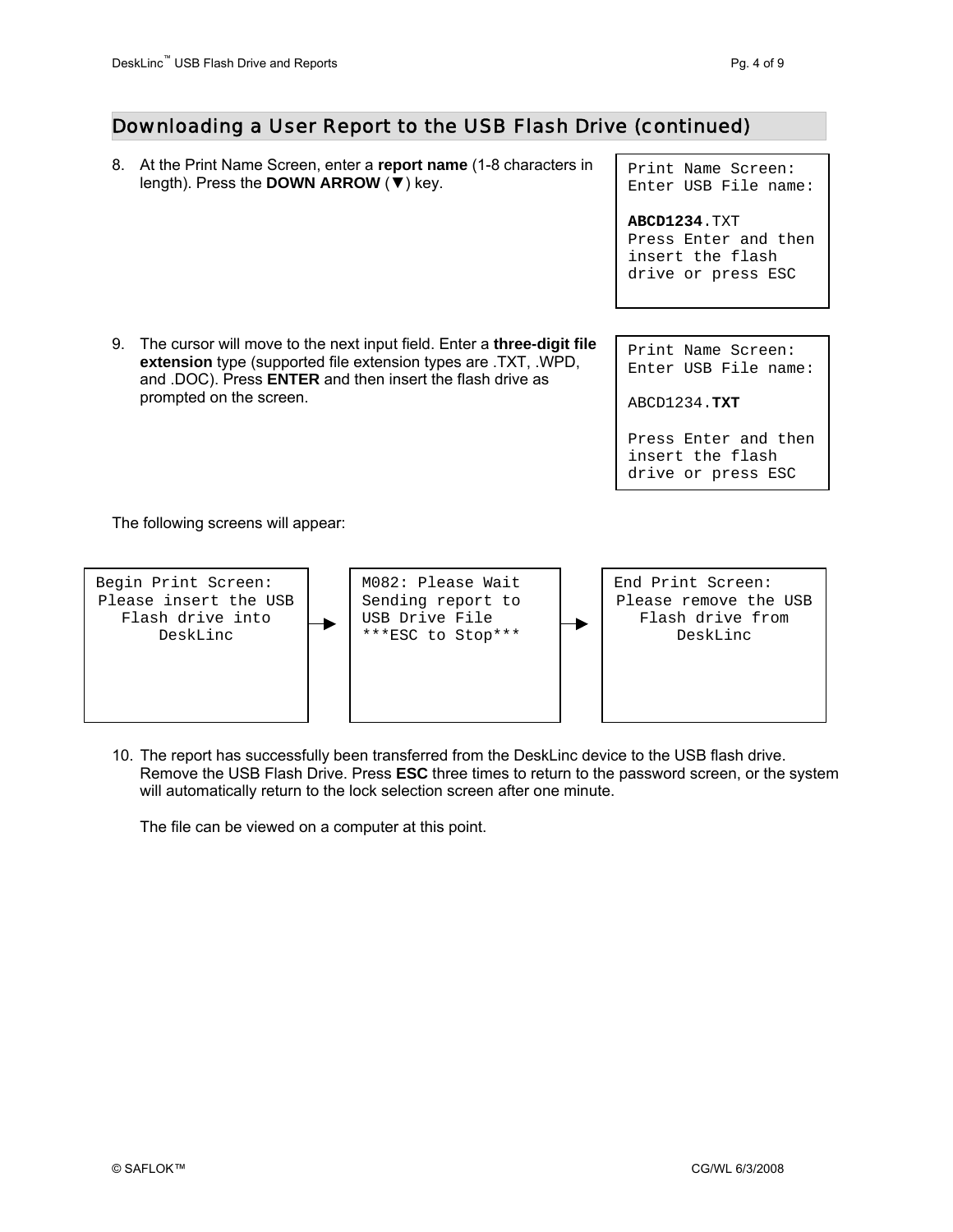## Downloading a User Report to the USB Flash Drive (continued)

8. At the Print Name Screen, enter a **report name** (1-8 characters in length). Press the **DOWN ARROW** (▼) key.

```
Print Name Screen:
Enter USB File name:

ABCD1234.TXT
Press Enter and then
insert the flash
drive or press ESC
```

9. The cursor will move to the next input field. Enter a **three-digit file extension** type (supported file extension types are .TXT, .WPD, and .DOC). Press **ENTER** and then insert the flash drive as prompted on the screen.

```
Print Name Screen:
Enter USB File name:

ABCD1234.TXT

Press Enter and then
insert the flash
drive or press ESC
```

The following screens will appear:

```
Begin Print Screen:
Please insert the USB
Flash drive into
DeskLinc
```

→

```
M082: Please Wait
Sending report to
USB Drive File
***ESC to Stop***
```

→

```
End Print Screen:
Please remove the USB
Flash drive from
DeskLinc
```

10. The report has successfully been transferred from the DeskLinc device to the USB flash drive. Remove the USB Flash Drive. Press **ESC** three times to return to the password screen, or the system will automatically return to the lock selection screen after one minute.

    The file can be viewed on a computer at this point.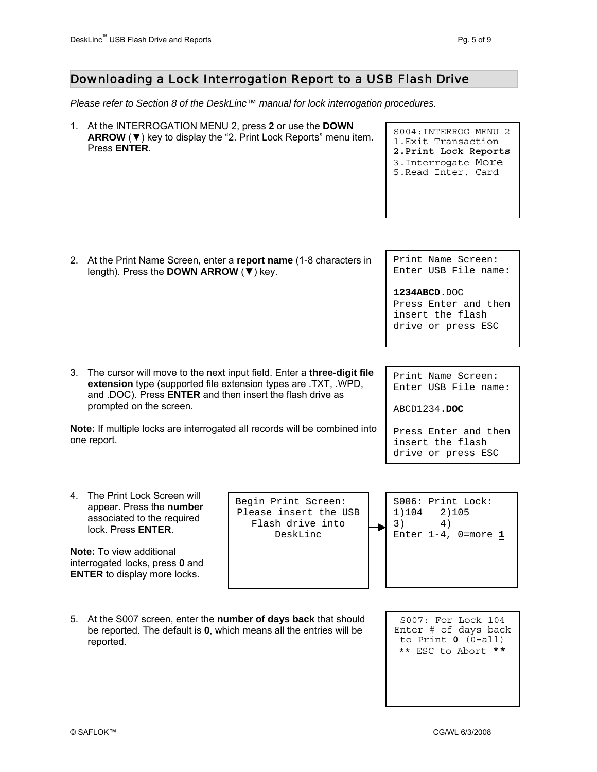## Downloading a Lock Interrogation Report to a USB Flash Drive

*Please refer to Section 8 of the DeskLinc™ manual for lock interrogation procedures.*

1. At the INTERROGATION MENU 2, press **2** or use the **DOWN ARROW** (▼) key to display the "2. Print Lock Reports" menu item. Press **ENTER**.

```
S004:INTERROG MENU 2
1.Exit Transaction
2.Print Lock Reports
3.Interrogate More
5.Read Inter. Card
```

2. At the Print Name Screen, enter a **report name** (1-8 characters in length). Press the **DOWN ARROW** (▼) key.

```
Print Name Screen:
Enter USB File name:

1234ABCD.DOC
Press Enter and then
insert the flash
drive or press ESC
```

3. The cursor will move to the next input field. Enter a **three-digit file extension** type (supported file extension types are .TXT, .WPD, and .DOC). Press **ENTER** and then insert the flash drive as prompted on the screen.

**Note:** If multiple locks are interrogated all records will be combined into one report.

```
Print Name Screen:
Enter USB File name:

ABCD1234.DOC

Press Enter and then
insert the flash
drive or press ESC
```

4. The Print Lock Screen will appear. Press the **number** associated to the required lock. Press **ENTER**.

**Note:** To view additional interrogated locks, press **0** and **ENTER** to display more locks.

```
Begin Print Screen:
Please insert the USB
Flash drive into
DeskLinc
```

```
S006: Print Lock:
1)104   2)105
3)      4)
Enter 1-4, 0=more 1
```

5. At the S007 screen, enter the **number of days back** that should be reported. The default is **0**, which means all the entries will be reported.

```
S007: For Lock 104
Enter # of days back
to Print 0 (0=all)
** ESC to Abort **
```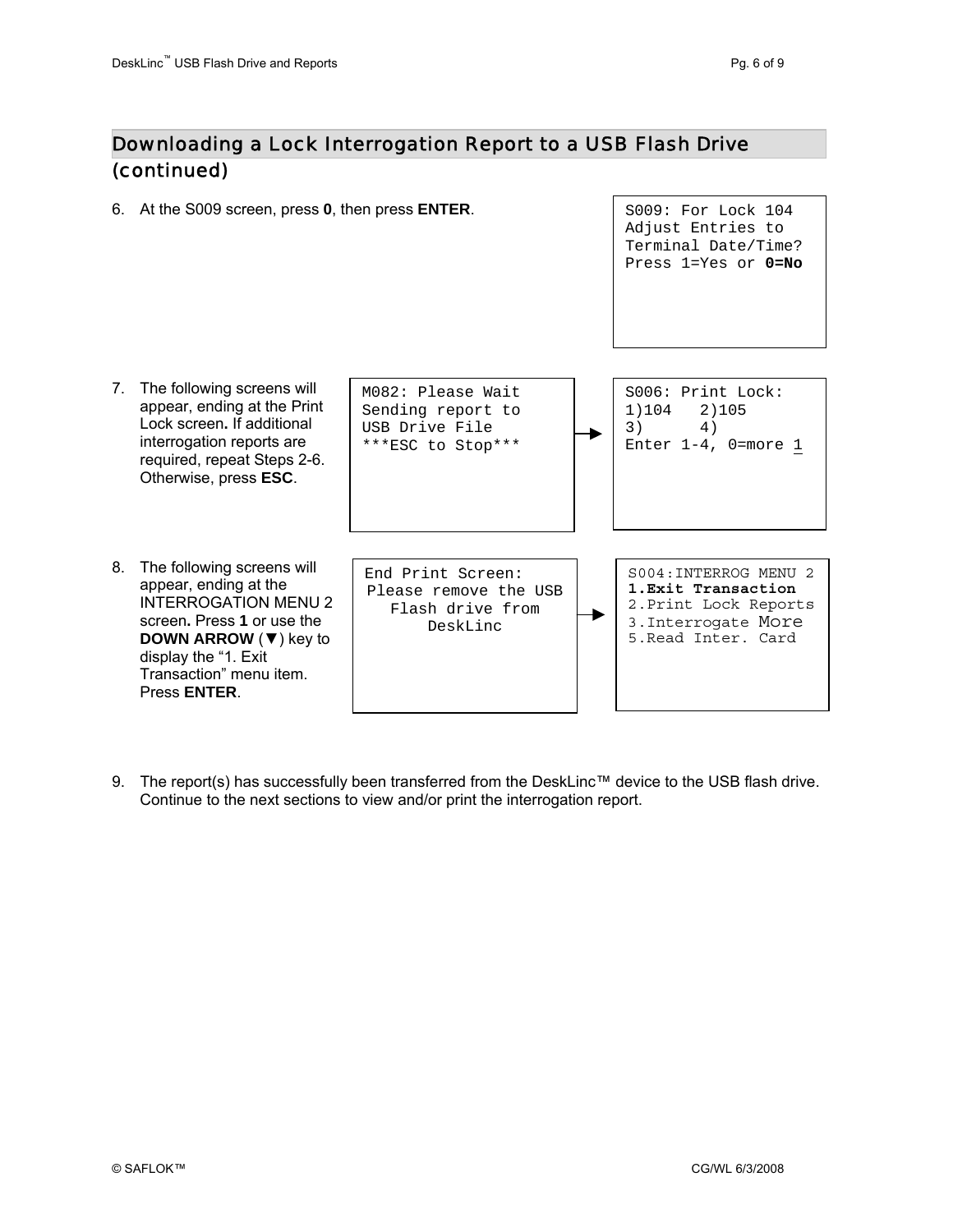## Downloading a Lock Interrogation Report to a USB Flash Drive (continued)

6. At the S009 screen, press **0**, then press **ENTER**.

```
S009: For Lock 104
Adjust Entries to
Terminal Date/Time?
Press 1=Yes or 0=No
```

7. The following screens will appear, ending at the Print Lock screen**.** If additional interrogation reports are required, repeat Steps 2-6. Otherwise, press **ESC**.

```
M082: Please Wait
Sending report to
USB Drive File
***ESC to Stop***
```

→

```
S006: Print Lock:
1)104   2)105
3)      4)
Enter 1-4, 0=more 1
```

8. The following screens will appear, ending at the INTERROGATION MENU 2 screen**.** Press **1** or use the **DOWN ARROW** (▼) key to display the “1. Exit Transaction” menu item. Press **ENTER**.

```
End Print Screen:
Please remove the USB
Flash drive from
DeskLinc
```

→

```
S004:INTERROG MENU 2
1.Exit Transaction
2.Print Lock Reports
3.Interrogate More
5.Read Inter. Card
```

9. The report(s) has successfully been transferred from the DeskLinc™ device to the USB flash drive. Continue to the next sections to view and/or print the interrogation report.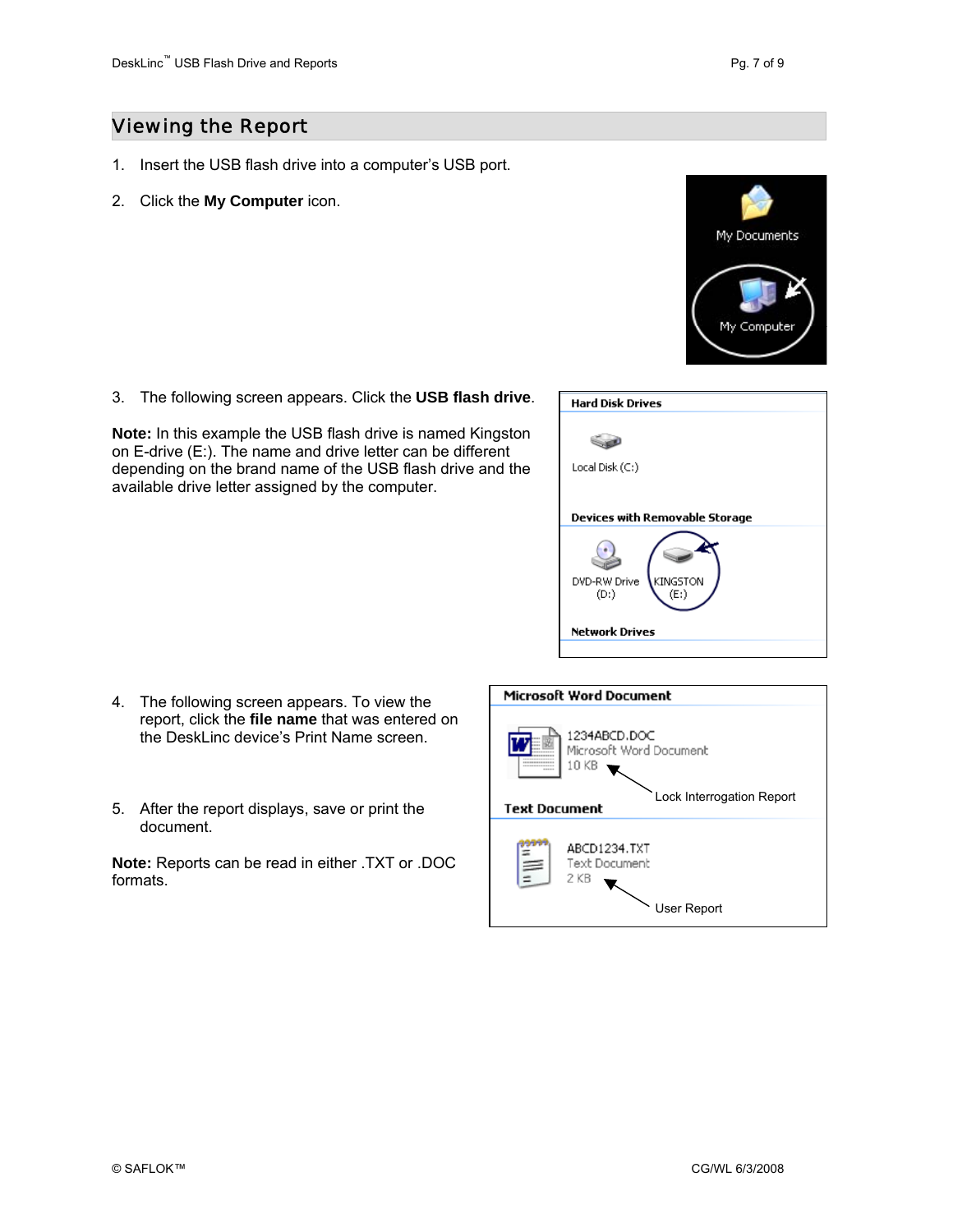## Viewing the Report

1. Insert the USB flash drive into a computer's USB port.

2. Click the **My Computer** icon.

3. The following screen appears. Click the **USB flash drive**.

**Note:** In this example the USB flash drive is named Kingston on E-drive (E:). The name and drive letter can be different depending on the brand name of the USB flash drive and the available drive letter assigned by the computer.

4. The following screen appears. To view the report, click the **file name** that was entered on the DeskLinc device's Print Name screen.

5. After the report displays, save or print the document.

**Note:** Reports can be read in either .TXT or .DOC formats.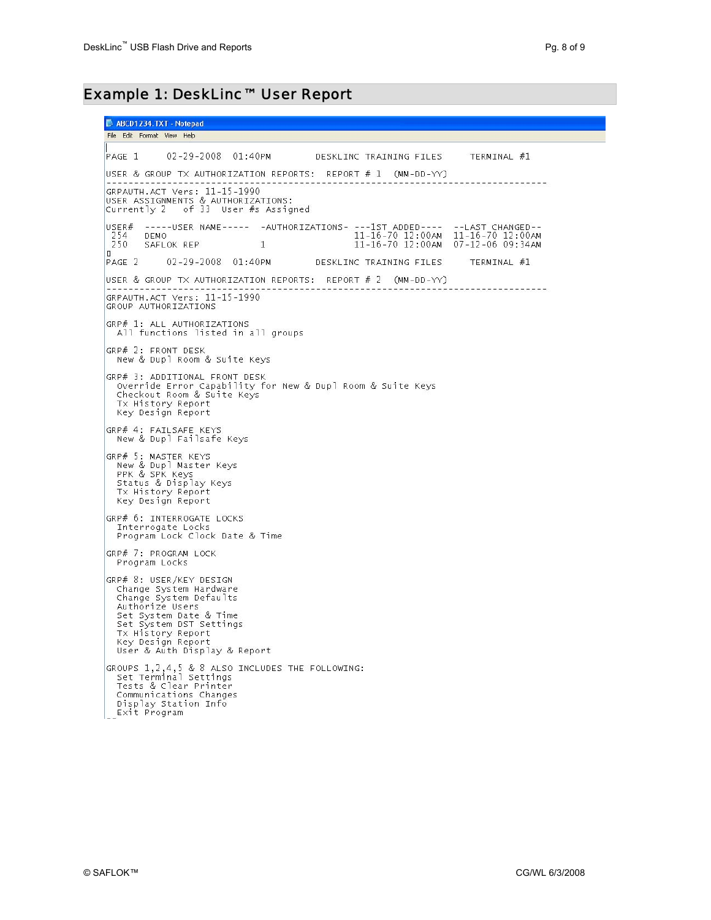## Example 1: DeskLinc™ User Report

```
ABCD1234.TXT - Notepad
File  Edit  Format  View  Help

PAGE 1      02-29-2008  01:40PM        DESKLINC TRAINING FILES     TERMINAL #1

USER & GROUP TX AUTHORIZATION REPORTS:  REPORT # 1  (MM-DD-YY)
-------------------------------------------------------------------------------
GRPAUTH.ACT Vers: 11-15-1990
USER ASSIGNMENTS & AUTHORIZATIONS:
Currently 2   of 33  User #s Assigned

USER#  -----USER NAME-----  -AUTHORIZATIONS- ---1ST ADDED----  --LAST CHANGED--
 254   DEMO                                  11-16-70 12:00AM  11-16-70 12:00AM
 250   SAFLOK REP           1                11-16-70 12:00AM  07-12-06 09:34AM

PAGE 2      02-29-2008  01:40PM        DESKLINC TRAINING FILES     TERMINAL #1

USER & GROUP TX AUTHORIZATION REPORTS:  REPORT # 2  (MM-DD-YY)
-------------------------------------------------------------------------------
GRPAUTH.ACT Vers: 11-15-1990
GROUP AUTHORIZATIONS

GRP# 1: ALL AUTHORIZATIONS
  All functions listed in all groups

GRP# 2: FRONT DESK
  New & Dupl Room & Suite Keys

GRP# 3: ADDITIONAL FRONT DESK
  Override Error Capability for New & Dupl Room & Suite Keys
  Checkout Room & Suite Keys
  Tx History Report
  Key Design Report

GRP# 4: FAILSAFE KEYS
  New & Dupl Failsafe Keys

GRP# 5: MASTER KEYS
  New & Dupl Master Keys
  PPK & SPK Keys
  Status & Display Keys
  Tx History Report
  Key Design Report

GRP# 6: INTERROGATE LOCKS
  Interrogate Locks
  Program Lock Clock Date & Time

GRP# 7: PROGRAM LOCK
  Program Locks

GRP# 8: USER/KEY DESIGN
  Change System Hardware
  Change System Defaults
  Authorize Users
  Set System Date & Time
  Set System DST Settings
  Tx History Report
  Key Design Report
  User & Auth Display & Report

GROUPS 1,2,4,5 & 8 ALSO INCLUDES THE FOLLOWING:
  Set Terminal Settings
  Tests & Clear Printer
  Communications Changes
  Display Station Info
  Exit Program
```

© SAFLOK™ CG/WL 6/3/2008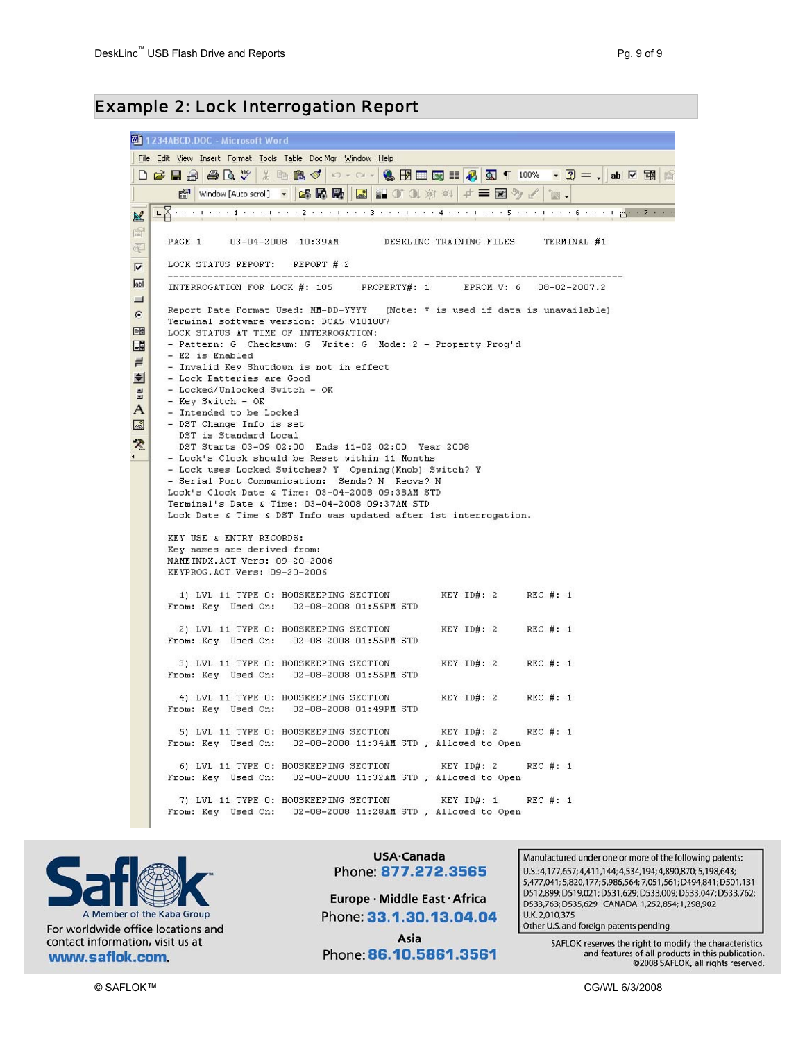## Example 2: Lock Interrogation Report

```
PAGE 1     03-04-2008  10:39AM        DESKLINC TRAINING FILES      TERMINAL #1

LOCK STATUS REPORT:    REPORT # 2
--------------------------------------------------------------------------------
INTERROGATION FOR LOCK #: 105      PROPERTY#: 1       EPROM V: 6    08-02-2007.2

Report Date Format Used: MM-DD-YYYY   (Note: * is used if data is unavailable)
Terminal software version: DCA5 V101807
LOCK STATUS AT TIME OF INTERROGATION:
- Pattern: G  Checksum: G  Write: G  Mode: 2 - Property Prog'd
- E2 is Enabled
- Invalid Key Shutdown is not in effect
- Lock Batteries are Good
- Locked/Unlocked Switch - OK
- Key Switch - OK
- Intended to be Locked
- DST Change Info is set
  DST is Standard Local
  DST Starts 03-09 02:00  Ends 11-02 02:00  Year 2008
- Lock's Clock should be Reset within 11 Months
- Lock uses Locked Switches? Y  Opening(Knob) Switch? Y
- Serial Port Communication:  Sends? N  Recvs? N
Lock's Clock Date & Time: 03-04-2008 09:38AM STD
Terminal's Date & Time: 03-04-2008 09:37AM STD
Lock Date & Time & DST Info was updated after 1st interrogation.

KEY USE & ENTRY RECORDS:
Key names are derived from:
NAMEINDX.ACT Vers: 09-20-2006
KEYPROG.ACT Vers: 09-20-2006

  1) LVL 11 TYPE 0: HOUSEKEEPING SECTION         KEY ID#: 2     REC #: 1
From: Key  Used On:   02-08-2008 01:56PM STD

  2) LVL 11 TYPE 0: HOUSEKEEPING SECTION         KEY ID#: 2     REC #: 1
From: Key  Used On:   02-08-2008 01:55PM STD

  3) LVL 11 TYPE 0: HOUSEKEEPING SECTION         KEY ID#: 2     REC #: 1
From: Key  Used On:   02-08-2008 01:55PM STD

  4) LVL 11 TYPE 0: HOUSEKEEPING SECTION         KEY ID#: 2     REC #: 1
From: Key  Used On:   02-08-2008 01:49PM STD

  5) LVL 11 TYPE 0: HOUSEKEEPING SECTION         KEY ID#: 2     REC #: 1
From: Key  Used On:   02-08-2008 11:34AM STD , Allowed to Open

  6) LVL 11 TYPE 0: HOUSEKEEPING SECTION         KEY ID#: 2     REC #: 1
From: Key  Used On:   02-08-2008 11:32AM STD , Allowed to Open

  7) LVL 11 TYPE 0: HOUSEKEEPING SECTION         KEY ID#: 1     REC #: 1
From: Key  Used On:   02-08-2008 11:28AM STD , Allowed to Open
```

Saflok™ A Member of the Kaba Group

For worldwide office locations and contact information, visit us at www.saflok.com.

USA·Canada
Phone: 877.272.3565

Europe · Middle East · Africa
Phone: 33.1.30.13.04.04

Asia
Phone: 86.10.5861.3561

Manufactured under one or more of the following patents:
U.S.: 4,177,657; 4,411,144; 4,534,194; 4,890,870; 5,198,643; 5,477,041; 5,820,177; 5,986,564; 7,051,561; D494,841; D501,131 D512,899; D519,021; D531,629; D533,009; D533,047; D533,762; D533,763; D535,629 CANADA: 1,252,854; 1,298,902 U.K. 2,010,375
Other U.S. and foreign patents pending

SAFLOK reserves the right to modify the characteristics and features of all products in this publication.
©2008 SAFLOK, all rights reserved.

© SAFLOK™

CG/WL 6/3/2008